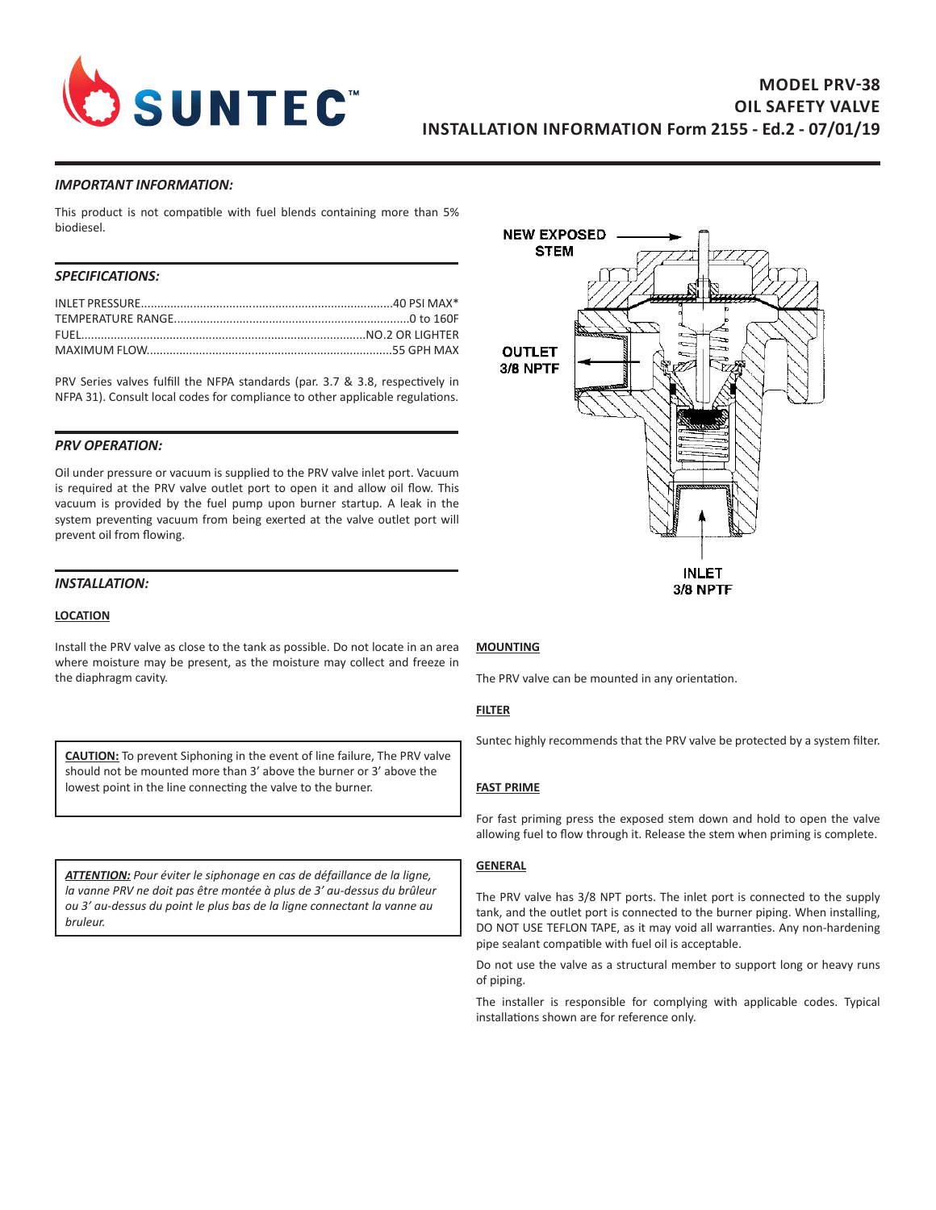# MODEL PRV-38
# OIL SAFETY VALVE
## INSTALLATION INFORMATION Form 2155 - Ed.2 - 07/01/19

### *IMPORTANT INFORMATION:*

This product is not compatible with fuel blends containing more than 5% biodiesel.

### *SPECIFICATIONS:*

INLET PRESSURE............................................................................40 PSI MAX*
TEMPERATURE RANGE.......................................................................0 to 160F
FUEL......................................................................................NO.2 OR LIGHTER
MAXIMUM FLOW..........................................................................55 GPH MAX

PRV Series valves fulfill the NFPA standards (par. 3.7 & 3.8, respectively in NFPA 31). Consult local codes for compliance to other applicable regulations.

### *PRV OPERATION:*

Oil under pressure or vacuum is supplied to the PRV valve inlet port. Vacuum is required at the PRV valve outlet port to open it and allow oil flow. This vacuum is provided by the fuel pump upon burner startup. A leak in the system preventing vacuum from being exerted at the valve outlet port will prevent oil from flowing.

NEW EXPOSED STEM

OUTLET 3/8 NPTF

INLET 3/8 NPTF

### *INSTALLATION:*

**LOCATION**

Install the PRV valve as close to the tank as possible. Do not locate in an area where moisture may be present, as the moisture may collect and freeze in the diaphragm cavity.

**CAUTION:** To prevent Siphoning in the event of line failure, The PRV valve should not be mounted more than 3' above the burner or 3' above the lowest point in the line connecting the valve to the burner.

***ATTENTION:*** *Pour éviter le siphonage en cas de défaillance de la ligne, la vanne PRV ne doit pas être montée à plus de 3' au-dessus du brûleur ou 3' au-dessus du point le plus bas de la ligne connectant la vanne au bruleur.*

**MOUNTING**

The PRV valve can be mounted in any orientation.

**FILTER**

Suntec highly recommends that the PRV valve be protected by a system filter.

**FAST PRIME**

For fast priming press the exposed stem down and hold to open the valve allowing fuel to flow through it. Release the stem when priming is complete.

**GENERAL**

The PRV valve has 3/8 NPT ports. The inlet port is connected to the supply tank, and the outlet port is connected to the burner piping. When installing, DO NOT USE TEFLON TAPE, as it may void all warranties. Any non-hardening pipe sealant compatible with fuel oil is acceptable.

Do not use the valve as a structural member to support long or heavy runs of piping.

The installer is responsible for complying with applicable codes. Typical installations shown are for reference only.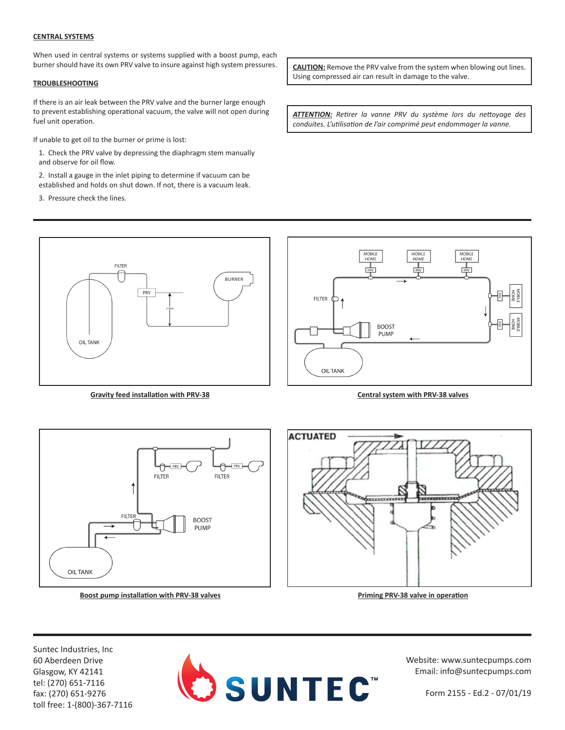**CENTRAL SYSTEMS**

When used in central systems or systems supplied with a boost pump, each burner should have its own PRV valve to insure against high system pressures.

**TROUBLESHOOTING**

If there is an air leak between the PRV valve and the burner large enough to prevent establishing operational vacuum, the valve will not open during fuel unit operation.

If unable to get oil to the burner or prime is lost:

1. Check the PRV valve by depressing the diaphragm stem manually and observe for oil flow.
2. Install a gauge in the inlet piping to determine if vacuum can be established and holds on shut down. If not, there is a vacuum leak.
3. Pressure check the lines.

**CAUTION:** Remove the PRV valve from the system when blowing out lines. Using compressed air can result in damage to the valve.

***ATTENTION:*** *Retirer la vanne PRV du système lors du nettoyage des conduites. L'utilisation de l'air comprimé peut endommager la vanne.*

FILTER
BURNER
PRV
3' MAX
OIL TANK

**Gravity feed installation with PRV-38**

MOBILE HOME
PRV
FILTER
BOOST PUMP
OIL TANK

**Central system with PRV-38 valves**

PRV
FILTER
BOOST PUMP
OIL TANK

**Boost pump installation with PRV-38 valves**

ACTUATED

**Priming PRV-38 valve in operation**

Suntec Industries, Inc
60 Aberdeen Drive
Glasgow, KY 42141
tel: (270) 651-7116
fax: (270) 651-9276
toll free: 1-(800)-367-7116

SUNTEC™

Website: www.suntecpumps.com
Email: info@suntecpumps.com

Form 2155 - Ed.2 - 07/01/19